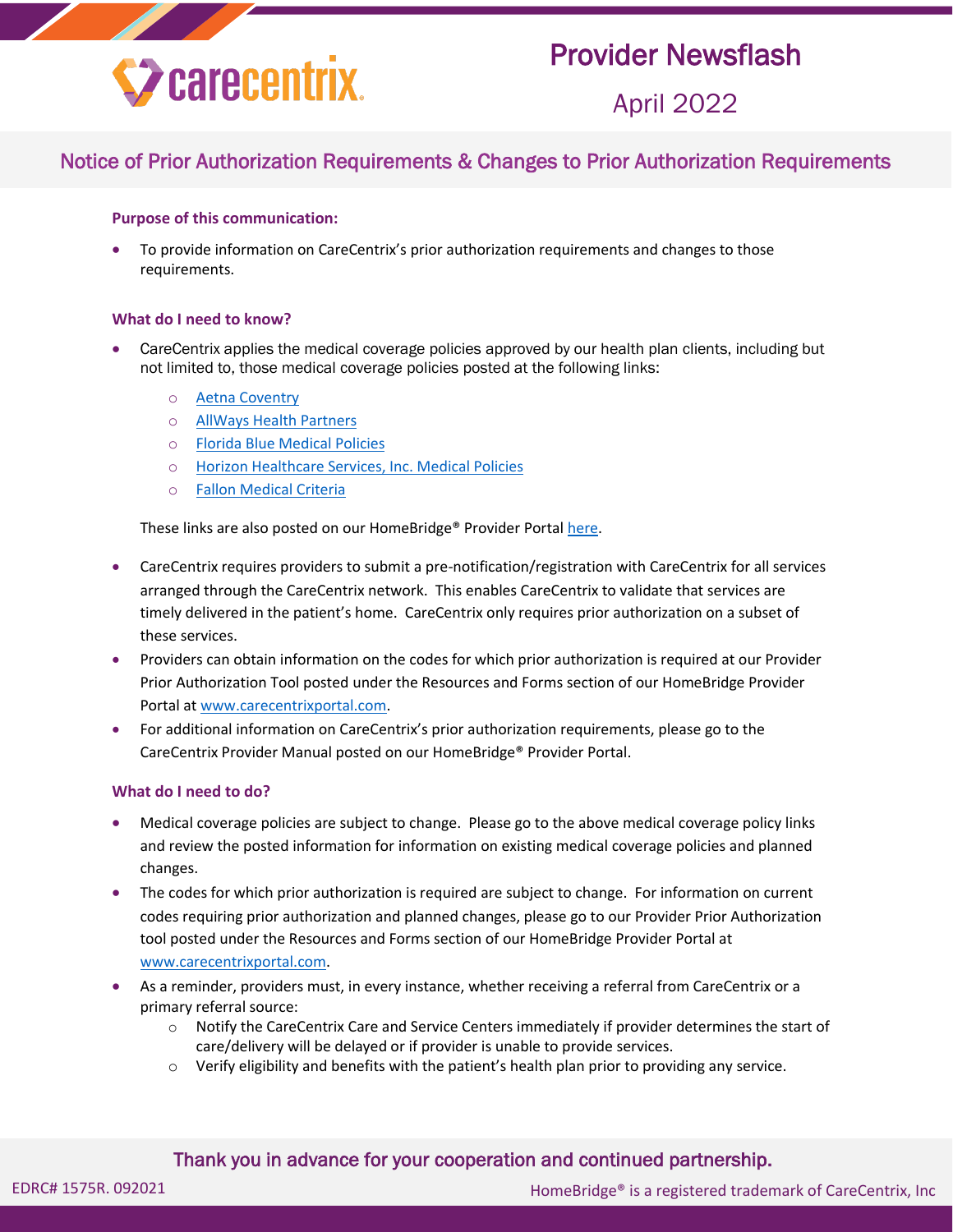carecentrix

# Provider Newsflash

April 2022

## Notice of Prior Authorization Requirements & Changes to Prior Authorization Requirements

**Purpose of this communication:**

- To provide information on CareCentrix's prior authorization requirements and changes to those requirements.

**What do I need to know?**

- CareCentrix applies the medical coverage policies approved by our health plan clients, including but not limited to, those medical coverage policies posted at the following links:
  - Aetna Coventry
  - AllWays Health Partners
  - Florida Blue Medical Policies
  - Horizon Healthcare Services, Inc. Medical Policies
  - Fallon Medical Criteria

  These links are also posted on our HomeBridge® Provider Portal here.

- CareCentrix requires providers to submit a pre-notification/registration with CareCentrix for all services arranged through the CareCentrix network. This enables CareCentrix to validate that services are timely delivered in the patient's home. CareCentrix only requires prior authorization on a subset of these services.
- Providers can obtain information on the codes for which prior authorization is required at our Provider Prior Authorization Tool posted under the Resources and Forms section of our HomeBridge Provider Portal at www.carecentrixportal.com.
- For additional information on CareCentrix's prior authorization requirements, please go to the CareCentrix Provider Manual posted on our HomeBridge® Provider Portal.

**What do I need to do?**

- Medical coverage policies are subject to change. Please go to the above medical coverage policy links and review the posted information for information on existing medical coverage policies and planned changes.
- The codes for which prior authorization is required are subject to change. For information on current codes requiring prior authorization and planned changes, please go to our Provider Prior Authorization tool posted under the Resources and Forms section of our HomeBridge Provider Portal at www.carecentrixportal.com.
- As a reminder, providers must, in every instance, whether receiving a referral from CareCentrix or a primary referral source:
  - Notify the CareCentrix Care and Service Centers immediately if provider determines the start of care/delivery will be delayed or if provider is unable to provide services.
  - Verify eligibility and benefits with the patient's health plan prior to providing any service.

Thank you in advance for your cooperation and continued partnership.

EDRC# 1575R. 092021

HomeBridge® is a registered trademark of CareCentrix, Inc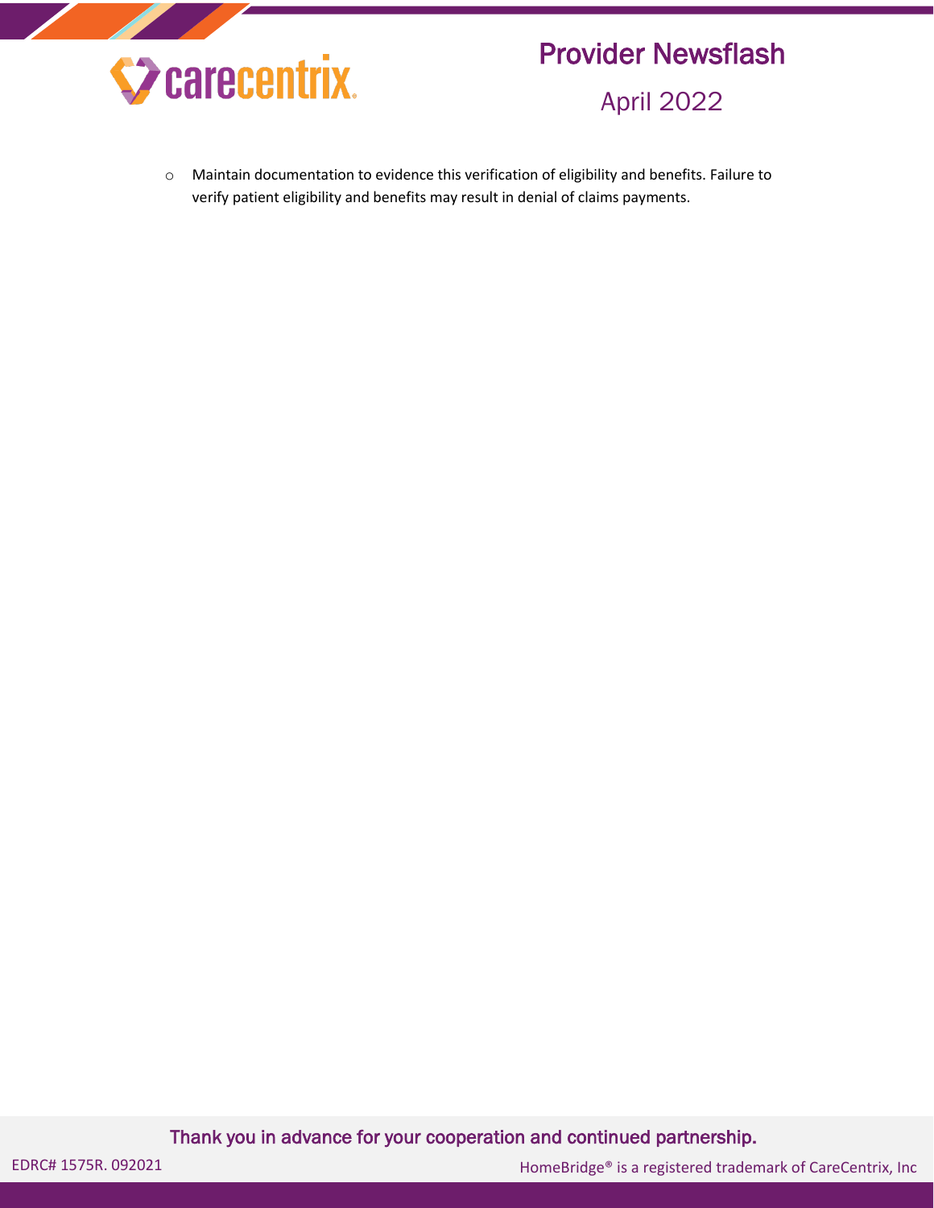- Maintain documentation to evidence this verification of eligibility and benefits. Failure to verify patient eligibility and benefits may result in denial of claims payments.

Thank you in advance for your cooperation and continued partnership.

EDRC# 1575R. 092021

HomeBridge® is a registered trademark of CareCentrix, Inc